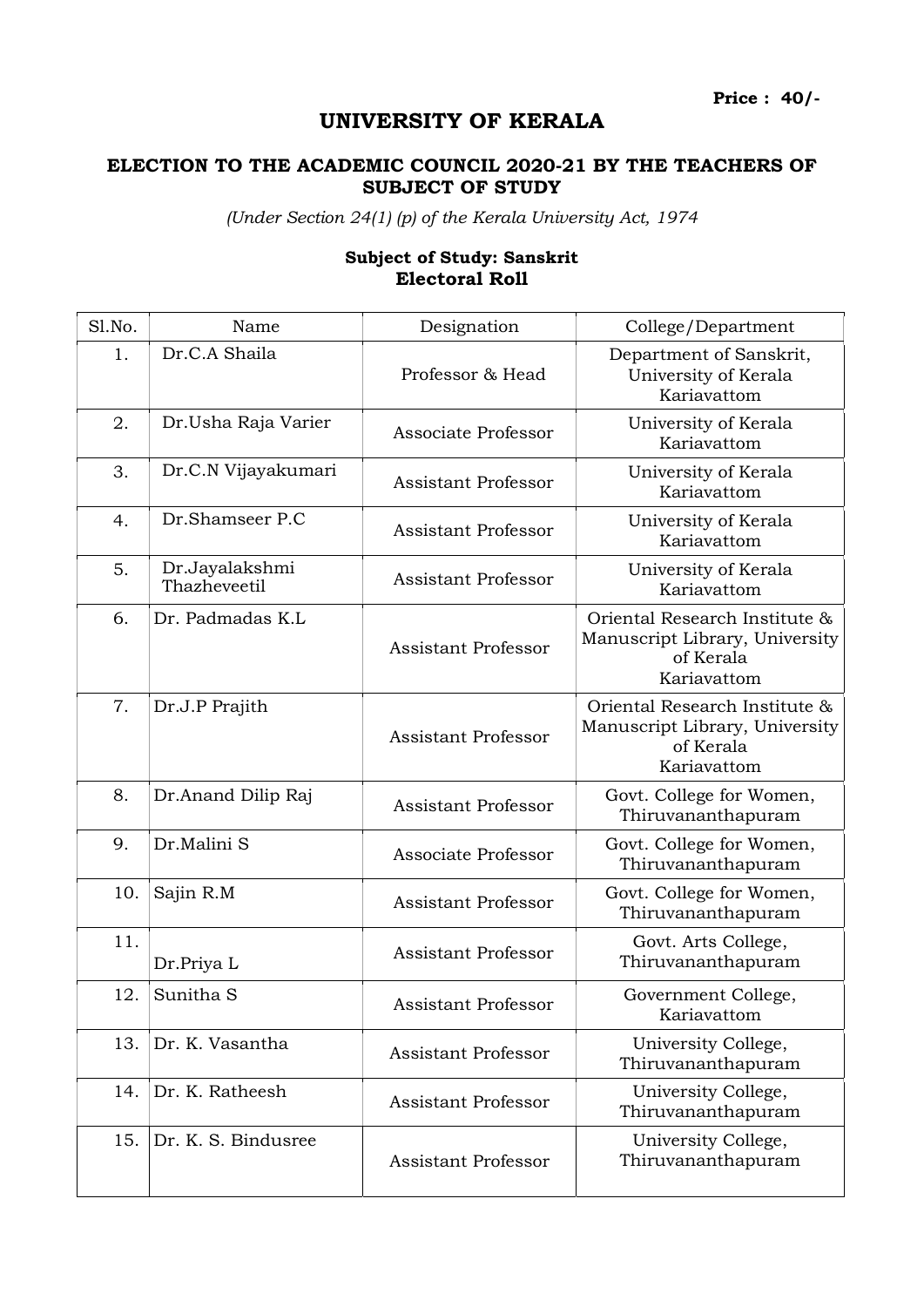**Price : 40/-**

# UNIVERSITY OF KERALA

## ELECTION TO THE ACADEMIC COUNCIL 2020-21 BY THE TEACHERS OF SUBJECT OF STUDY

*(Under Section 24(1) (p) of the Kerala University Act, 1974*

### Subject of Study: Sanskrit
### Electoral Roll

| Sl.No. | Name | Designation | College/Department |
|---|---|---|---|
| 1. | Dr.C.A Shaila | Professor & Head | Department of Sanskrit, University of Kerala Kariavattom |
| 2. | Dr.Usha Raja Varier | Associate Professor | University of Kerala Kariavattom |
| 3. | Dr.C.N Vijayakumari | Assistant Professor | University of Kerala Kariavattom |
| 4. | Dr.Shamseer P.C | Assistant Professor | University of Kerala Kariavattom |
| 5. | Dr.Jayalakshmi Thazheveetil | Assistant Professor | University of Kerala Kariavattom |
| 6. | Dr. Padmadas K.L | Assistant Professor | Oriental Research Institute & Manuscript Library, University of Kerala Kariavattom |
| 7. | Dr.J.P Prajith | Assistant Professor | Oriental Research Institute & Manuscript Library, University of Kerala Kariavattom |
| 8. | Dr.Anand Dilip Raj | Assistant Professor | Govt. College for Women, Thiruvananthapuram |
| 9. | Dr.Malini S | Associate Professor | Govt. College for Women, Thiruvananthapuram |
| 10. | Sajin R.M | Assistant Professor | Govt. College for Women, Thiruvananthapuram |
| 11. | Dr.Priya L | Assistant Professor | Govt. Arts College, Thiruvananthapuram |
| 12. | Sunitha S | Assistant Professor | Government College, Kariavattom |
| 13. | Dr. K. Vasantha | Assistant Professor | University College, Thiruvananthapuram |
| 14. | Dr. K. Ratheesh | Assistant Professor | University College, Thiruvananthapuram |
| 15. | Dr. K. S. Bindusree | Assistant Professor | University College, Thiruvananthapuram |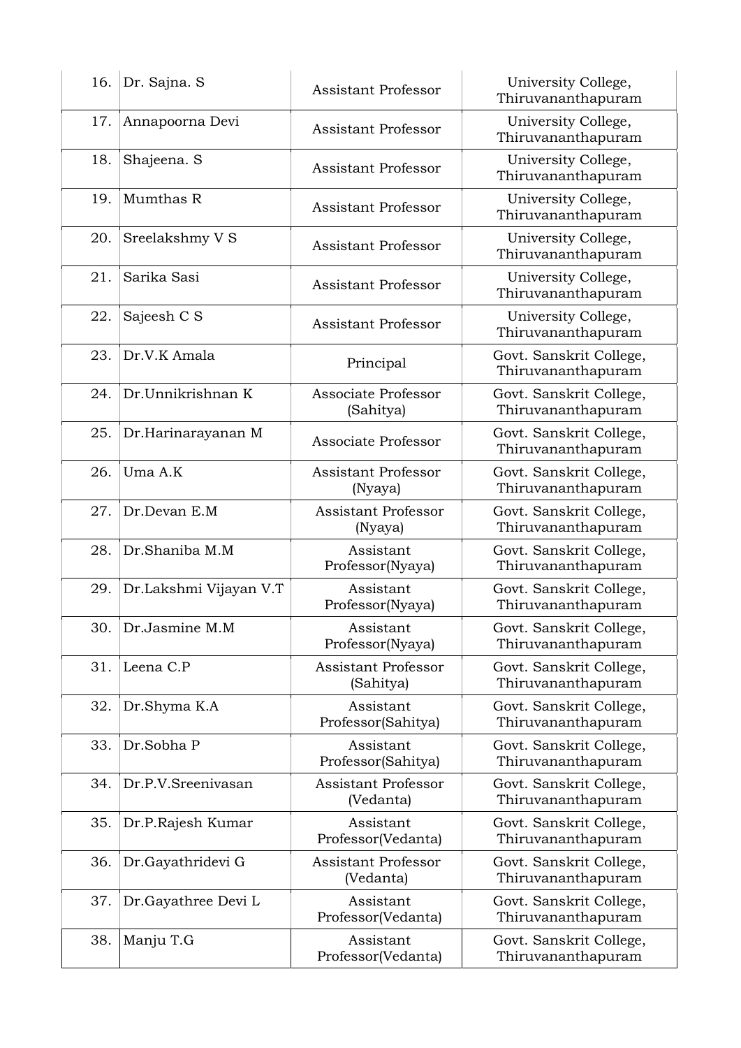| 16. | Dr. Sajna. S | Assistant Professor | University College, Thiruvananthapuram |
|---|---|---|---|
| 17. | Annapoorna Devi | Assistant Professor | University College, Thiruvananthapuram |
| 18. | Shajeena. S | Assistant Professor | University College, Thiruvananthapuram |
| 19. | Mumthas R | Assistant Professor | University College, Thiruvananthapuram |
| 20. | Sreelakshmy V S | Assistant Professor | University College, Thiruvananthapuram |
| 21. | Sarika Sasi | Assistant Professor | University College, Thiruvananthapuram |
| 22. | Sajeesh C S | Assistant Professor | University College, Thiruvananthapuram |
| 23. | Dr.V.K Amala | Principal | Govt. Sanskrit College, Thiruvananthapuram |
| 24. | Dr.Unnikrishnan K | Associate Professor (Sahitya) | Govt. Sanskrit College, Thiruvananthapuram |
| 25. | Dr.Harinarayanan M | Associate Professor | Govt. Sanskrit College, Thiruvananthapuram |
| 26. | Uma A.K | Assistant Professor (Nyaya) | Govt. Sanskrit College, Thiruvananthapuram |
| 27. | Dr.Devan E.M | Assistant Professor (Nyaya) | Govt. Sanskrit College, Thiruvananthapuram |
| 28. | Dr.Shaniba M.M | Assistant Professor(Nyaya) | Govt. Sanskrit College, Thiruvananthapuram |
| 29. | Dr.Lakshmi Vijayan V.T | Assistant Professor(Nyaya) | Govt. Sanskrit College, Thiruvananthapuram |
| 30. | Dr.Jasmine M.M | Assistant Professor(Nyaya) | Govt. Sanskrit College, Thiruvananthapuram |
| 31. | Leena C.P | Assistant Professor (Sahitya) | Govt. Sanskrit College, Thiruvananthapuram |
| 32. | Dr.Shyma K.A | Assistant Professor(Sahitya) | Govt. Sanskrit College, Thiruvananthapuram |
| 33. | Dr.Sobha P | Assistant Professor(Sahitya) | Govt. Sanskrit College, Thiruvananthapuram |
| 34. | Dr.P.V.Sreenivasan | Assistant Professor (Vedanta) | Govt. Sanskrit College, Thiruvananthapuram |
| 35. | Dr.P.Rajesh Kumar | Assistant Professor(Vedanta) | Govt. Sanskrit College, Thiruvananthapuram |
| 36. | Dr.Gayathridevi G | Assistant Professor (Vedanta) | Govt. Sanskrit College, Thiruvananthapuram |
| 37. | Dr.Gayathree Devi L | Assistant Professor(Vedanta) | Govt. Sanskrit College, Thiruvananthapuram |
| 38. | Manju T.G | Assistant Professor(Vedanta) | Govt. Sanskrit College, Thiruvananthapuram |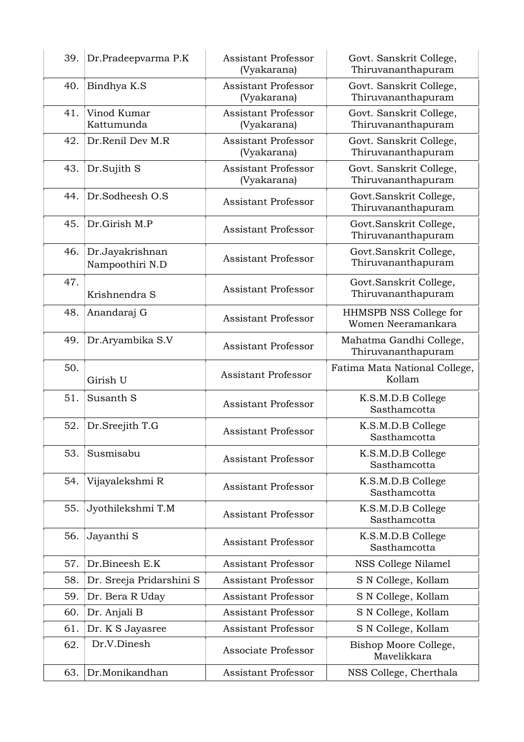| | | | |
|---|---|---|---|
| 39. | Dr.Pradeepvarma P.K | Assistant Professor (Vyakarana) | Govt. Sanskrit College, Thiruvananthapuram |
| 40. | Bindhya K.S | Assistant Professor (Vyakarana) | Govt. Sanskrit College, Thiruvananthapuram |
| 41. | Vinod Kumar Kattumunda | Assistant Professor (Vyakarana) | Govt. Sanskrit College, Thiruvananthapuram |
| 42. | Dr.Renil Dev M.R | Assistant Professor (Vyakarana) | Govt. Sanskrit College, Thiruvananthapuram |
| 43. | Dr.Sujith S | Assistant Professor (Vyakarana) | Govt. Sanskrit College, Thiruvananthapuram |
| 44. | Dr.Sodheesh O.S | Assistant Professor | Govt.Sanskrit College, Thiruvananthapuram |
| 45. | Dr.Girish M.P | Assistant Professor | Govt.Sanskrit College, Thiruvananthapuram |
| 46. | Dr.Jayakrishnan Nampoothiri N.D | Assistant Professor | Govt.Sanskrit College, Thiruvananthapuram |
| 47. | Krishnendra S | Assistant Professor | Govt.Sanskrit College, Thiruvananthapuram |
| 48. | Anandaraj G | Assistant Professor | HHMSPB NSS College for Women Neeramankara |
| 49. | Dr.Aryambika S.V | Assistant Professor | Mahatma Gandhi College, Thiruvananthapuram |
| 50. | Girish U | Assistant Professor | Fatima Mata National College, Kollam |
| 51. | Susanth S | Assistant Professor | K.S.M.D.B College Sasthamcotta |
| 52. | Dr.Sreejith T.G | Assistant Professor | K.S.M.D.B College Sasthamcotta |
| 53. | Susmisabu | Assistant Professor | K.S.M.D.B College Sasthamcotta |
| 54. | Vijayalekshmi R | Assistant Professor | K.S.M.D.B College Sasthamcotta |
| 55. | Jyothilekshmi T.M | Assistant Professor | K.S.M.D.B College Sasthamcotta |
| 56. | Jayanthi S | Assistant Professor | K.S.M.D.B College Sasthamcotta |
| 57. | Dr.Bineesh E.K | Assistant Professor | NSS College Nilamel |
| 58. | Dr. Sreeja Pridarshini S | Assistant Professor | S N College, Kollam |
| 59. | Dr. Bera R Uday | Assistant Professor | S N College, Kollam |
| 60. | Dr. Anjali B | Assistant Professor | S N College, Kollam |
| 61. | Dr. K S Jayasree | Assistant Professor | S N College, Kollam |
| 62. | Dr.V.Dinesh | Associate Professor | Bishop Moore College, Mavelikkara |
| 63. | Dr.Monikandhan | Assistant Professor | NSS College, Cherthala |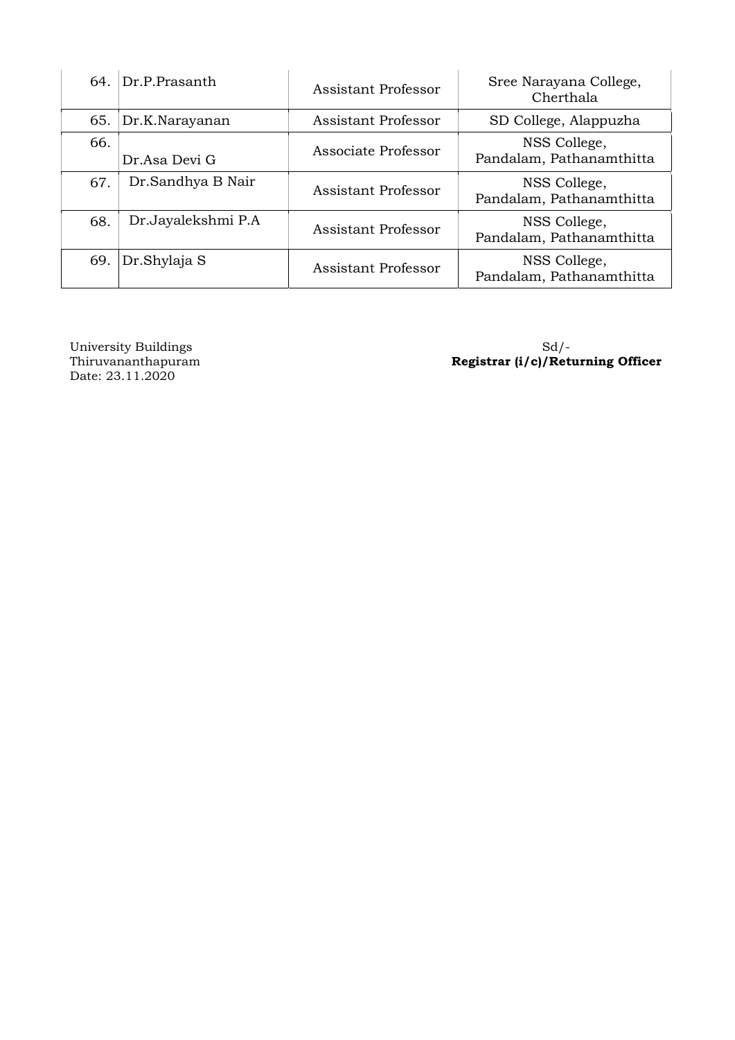| | | | |
|---|---|---|---|
| 64. | Dr.P.Prasanth | Assistant Professor | Sree Narayana College, Cherthala |
| 65. | Dr.K.Narayanan | Assistant Professor | SD College, Alappuzha |
| 66. | Dr.Asa Devi G | Associate Professor | NSS College, Pandalam, Pathanamthitta |
| 67. | Dr.Sandhya B Nair | Assistant Professor | NSS College, Pandalam, Pathanamthitta |
| 68. | Dr.Jayalekshmi P.A | Assistant Professor | NSS College, Pandalam, Pathanamthitta |
| 69. | Dr.Shylaja S | Assistant Professor | NSS College, Pandalam, Pathanamthitta |

University Buildings
Thiruvananthapuram
Date: 23.11.2020

Sd/-
**Registrar (i/c)/Returning Officer**